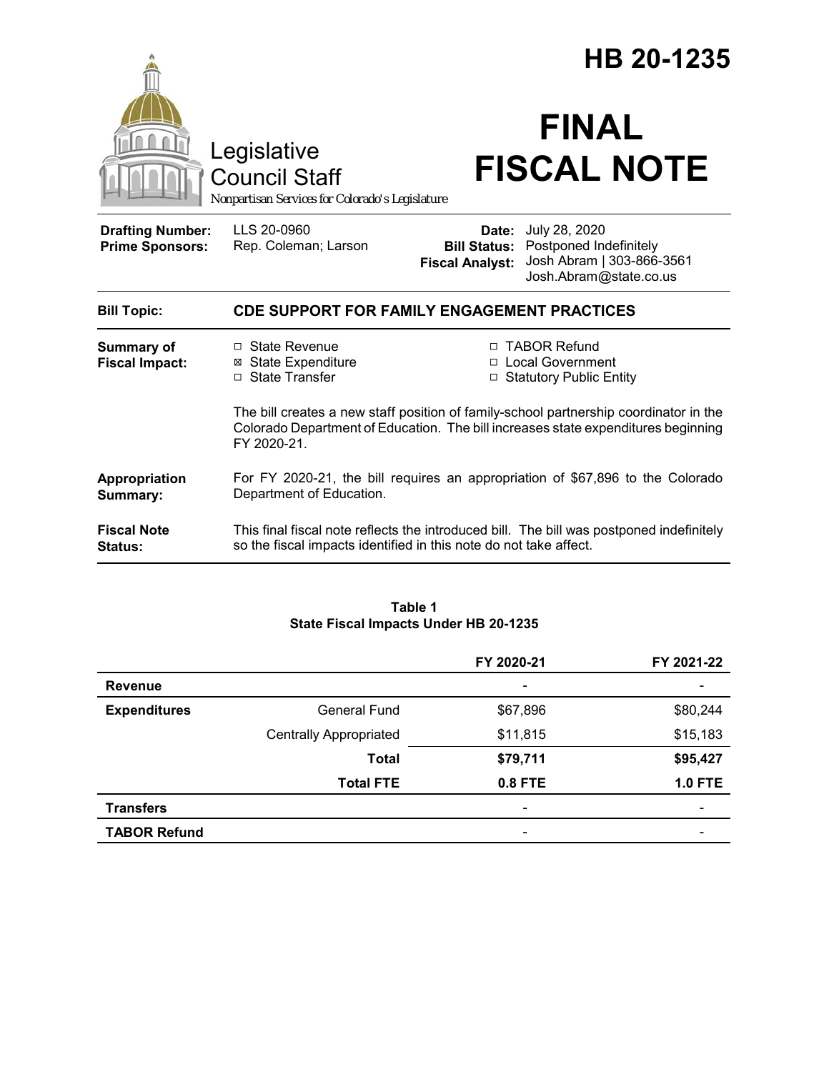# HB 20-1235

Legislative Council Staff

*Nonpartisan Services for Colorado's Legislature*

# FINAL FISCAL NOTE

| | | | |
|---|---|---|---|
| **Drafting Number:** | LLS 20-0960 | **Date:** | July 28, 2020 |
| **Prime Sponsors:** | Rep. Coleman; Larson | **Bill Status:** | Postponed Indefinitely |
| | | **Fiscal Analyst:** | Josh Abram \| 303-866-3561 Josh.Abram@state.co.us |

**Bill Topic:** **CDE SUPPORT FOR FAMILY ENGAGEMENT PRACTICES**

**Summary of Fiscal Impact:**

- ☐ State Revenue
- ☒ State Expenditure
- ☐ State Transfer
- ☐ TABOR Refund
- ☐ Local Government
- ☐ Statutory Public Entity

The bill creates a new staff position of family-school partnership coordinator in the Colorado Department of Education. The bill increases state expenditures beginning FY 2020-21.

**Appropriation Summary:** For FY 2020-21, the bill requires an appropriation of $67,896 to the Colorado Department of Education.

**Fiscal Note Status:** This final fiscal note reflects the introduced bill. The bill was postponed indefinitely so the fiscal impacts identified in this note do not take affect.

**Table 1**
**State Fiscal Impacts Under HB 20-1235**

| | | FY 2020-21 | FY 2021-22 |
|---|---|---|---|
| **Revenue** | | - | - |
| **Expenditures** | General Fund | $67,896 | $80,244 |
| | Centrally Appropriated | $11,815 | $15,183 |
| | **Total** | **$79,711** | **$95,427** |
| | **Total FTE** | **0.8 FTE** | **1.0 FTE** |
| **Transfers** | | - | - |
| **TABOR Refund** | | - | - |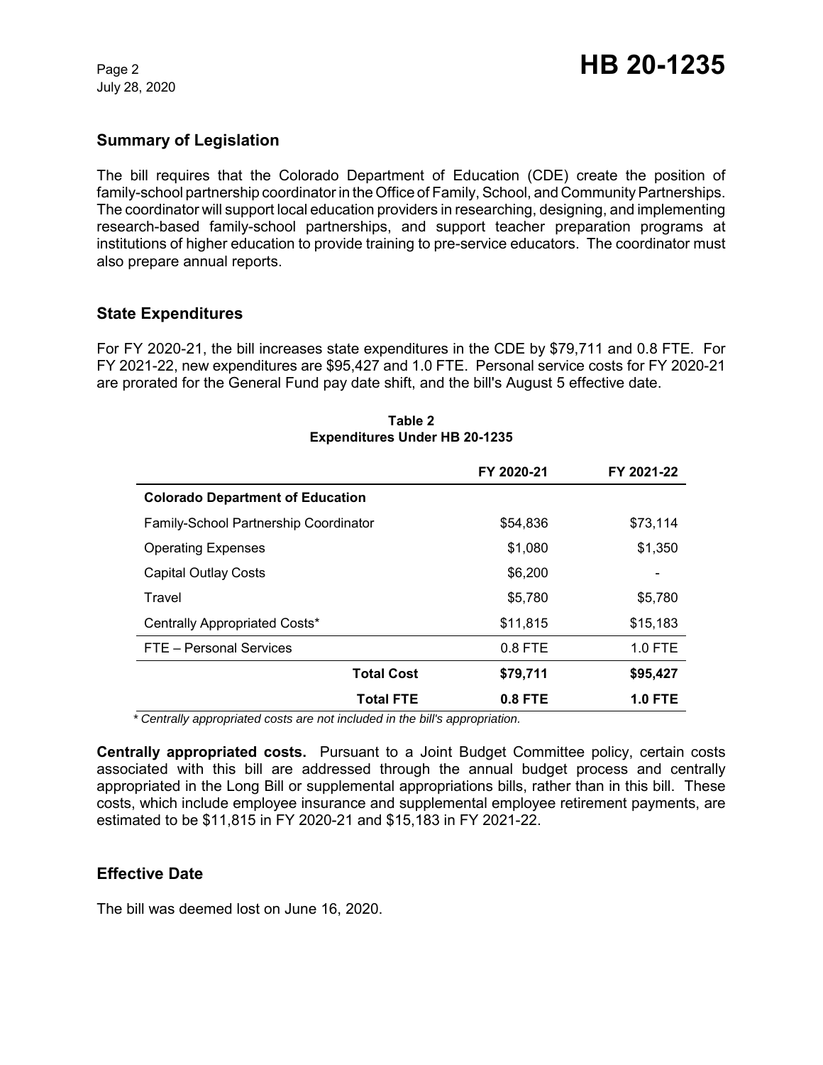## Summary of Legislation

The bill requires that the Colorado Department of Education (CDE) create the position of family-school partnership coordinator in the Office of Family, School, and Community Partnerships. The coordinator will support local education providers in researching, designing, and implementing research-based family-school partnerships, and support teacher preparation programs at institutions of higher education to provide training to pre-service educators. The coordinator must also prepare annual reports.

## State Expenditures

For FY 2020-21, the bill increases state expenditures in the CDE by $79,711 and 0.8 FTE. For FY 2021-22, new expenditures are $95,427 and 1.0 FTE. Personal service costs for FY 2020-21 are prorated for the General Fund pay date shift, and the bill's August 5 effective date.

**Table 2**
**Expenditures Under HB 20-1235**

| | FY 2020-21 | FY 2021-22 |
|---|---|---|
| **Colorado Department of Education** | | |
| Family-School Partnership Coordinator | $54,836 | $73,114 |
| Operating Expenses | $1,080 | $1,350 |
| Capital Outlay Costs | $6,200 | - |
| Travel | $5,780 | $5,780 |
| Centrally Appropriated Costs* | $11,815 | $15,183 |
| FTE – Personal Services | 0.8 FTE | 1.0 FTE |
| **Total Cost** | **$79,711** | **$95,427** |
| **Total FTE** | **0.8 FTE** | **1.0 FTE** |

*\* Centrally appropriated costs are not included in the bill's appropriation.*

**Centrally appropriated costs.** Pursuant to a Joint Budget Committee policy, certain costs associated with this bill are addressed through the annual budget process and centrally appropriated in the Long Bill or supplemental appropriations bills, rather than in this bill. These costs, which include employee insurance and supplemental employee retirement payments, are estimated to be $11,815 in FY 2020-21 and $15,183 in FY 2021-22.

## Effective Date

The bill was deemed lost on June 16, 2020.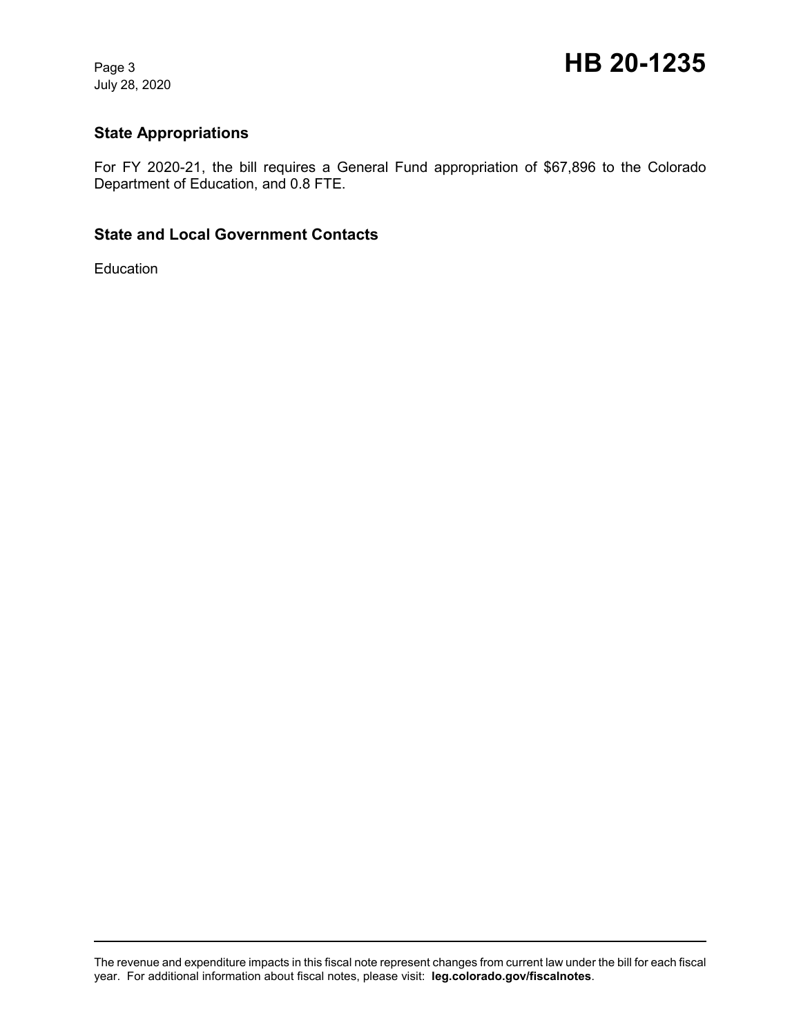## State Appropriations

For FY 2020-21, the bill requires a General Fund appropriation of $67,896 to the Colorado Department of Education, and 0.8 FTE.

## State and Local Government Contacts

Education

The revenue and expenditure impacts in this fiscal note represent changes from current law under the bill for each fiscal year. For additional information about fiscal notes, please visit: **leg.colorado.gov/fiscalnotes**.